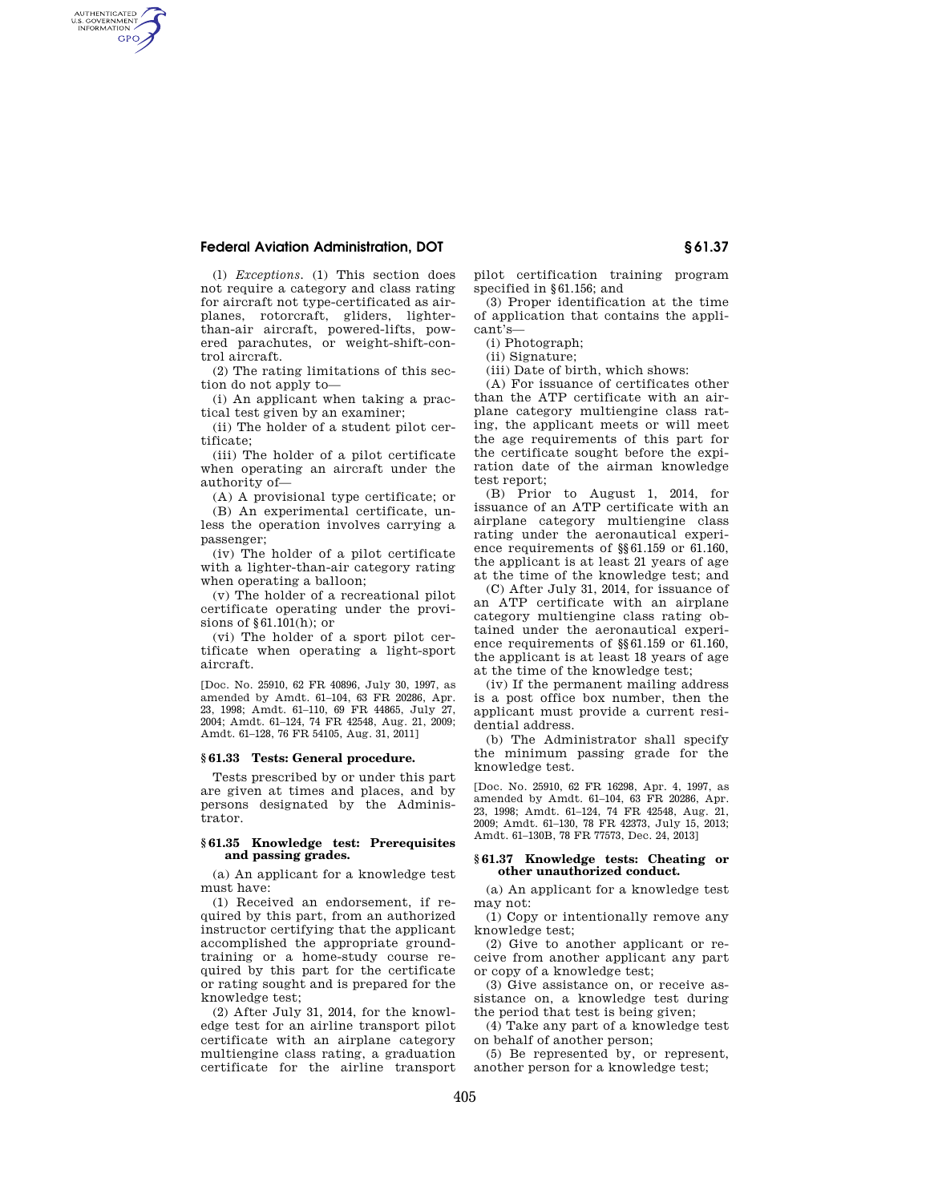(l) *Exceptions.* (1) This section does not require a category and class rating for aircraft not type-certificated as airplanes, rotorcraft, gliders, lighter-than-air aircraft, powered-lifts, powered parachutes, or weight-shift-control aircraft.

(2) The rating limitations of this section do not apply to—

(i) An applicant when taking a practical test given by an examiner;

(ii) The holder of a student pilot certificate;

(iii) The holder of a pilot certificate when operating an aircraft under the authority of—

(A) A provisional type certificate; or

(B) An experimental certificate, unless the operation involves carrying a passenger;

(iv) The holder of a pilot certificate with a lighter-than-air category rating when operating a balloon;

(v) The holder of a recreational pilot certificate operating under the provisions of §61.101(h); or

(vi) The holder of a sport pilot certificate when operating a light-sport aircraft.

[Doc. No. 25910, 62 FR 40896, July 30, 1997, as amended by Amdt. 61–104, 63 FR 20286, Apr. 23, 1998; Amdt. 61–110, 69 FR 44865, July 27, 2004; Amdt. 61–124, 74 FR 42548, Aug. 21, 2009; Amdt. 61–128, 76 FR 54105, Aug. 31, 2011]

### §61.33 Tests: General procedure.

Tests prescribed by or under this part are given at times and places, and by persons designated by the Administrator.

### §61.35 Knowledge test: Prerequisites and passing grades.

(a) An applicant for a knowledge test must have:

(1) Received an endorsement, if required by this part, from an authorized instructor certifying that the applicant accomplished the appropriate ground-training or a home-study course required by this part for the certificate or rating sought and is prepared for the knowledge test;

(2) After July 31, 2014, for the knowledge test for an airline transport pilot certificate with an airplane category multiengine class rating, a graduation certificate for the airline transport pilot certification training program specified in §61.156; and

(3) Proper identification at the time of application that contains the applicant's—

(i) Photograph;

(ii) Signature;

(iii) Date of birth, which shows:

(A) For issuance of certificates other than the ATP certificate with an airplane category multiengine class rating, the applicant meets or will meet the age requirements of this part for the certificate sought before the expiration date of the airman knowledge test report;

(B) Prior to August 1, 2014, for issuance of an ATP certificate with an airplane category multiengine class rating under the aeronautical experience requirements of §§61.159 or 61.160, the applicant is at least 21 years of age at the time of the knowledge test; and

(C) After July 31, 2014, for issuance of an ATP certificate with an airplane category multiengine class rating obtained under the aeronautical experience requirements of §§61.159 or 61.160, the applicant is at least 18 years of age at the time of the knowledge test;

(iv) If the permanent mailing address is a post office box number, then the applicant must provide a current residential address.

(b) The Administrator shall specify the minimum passing grade for the knowledge test.

[Doc. No. 25910, 62 FR 16298, Apr. 4, 1997, as amended by Amdt. 61–104, 63 FR 20286, Apr. 23, 1998; Amdt. 61–124, 74 FR 42548, Aug. 21, 2009; Amdt. 61–130, 78 FR 42373, July 15, 2013; Amdt. 61–130B, 78 FR 77573, Dec. 24, 2013]

### §61.37 Knowledge tests: Cheating or other unauthorized conduct.

(a) An applicant for a knowledge test may not:

(1) Copy or intentionally remove any knowledge test;

(2) Give to another applicant or receive from another applicant any part or copy of a knowledge test;

(3) Give assistance on, or receive assistance on, a knowledge test during the period that test is being given;

(4) Take any part of a knowledge test on behalf of another person;

(5) Be represented by, or represent, another person for a knowledge test;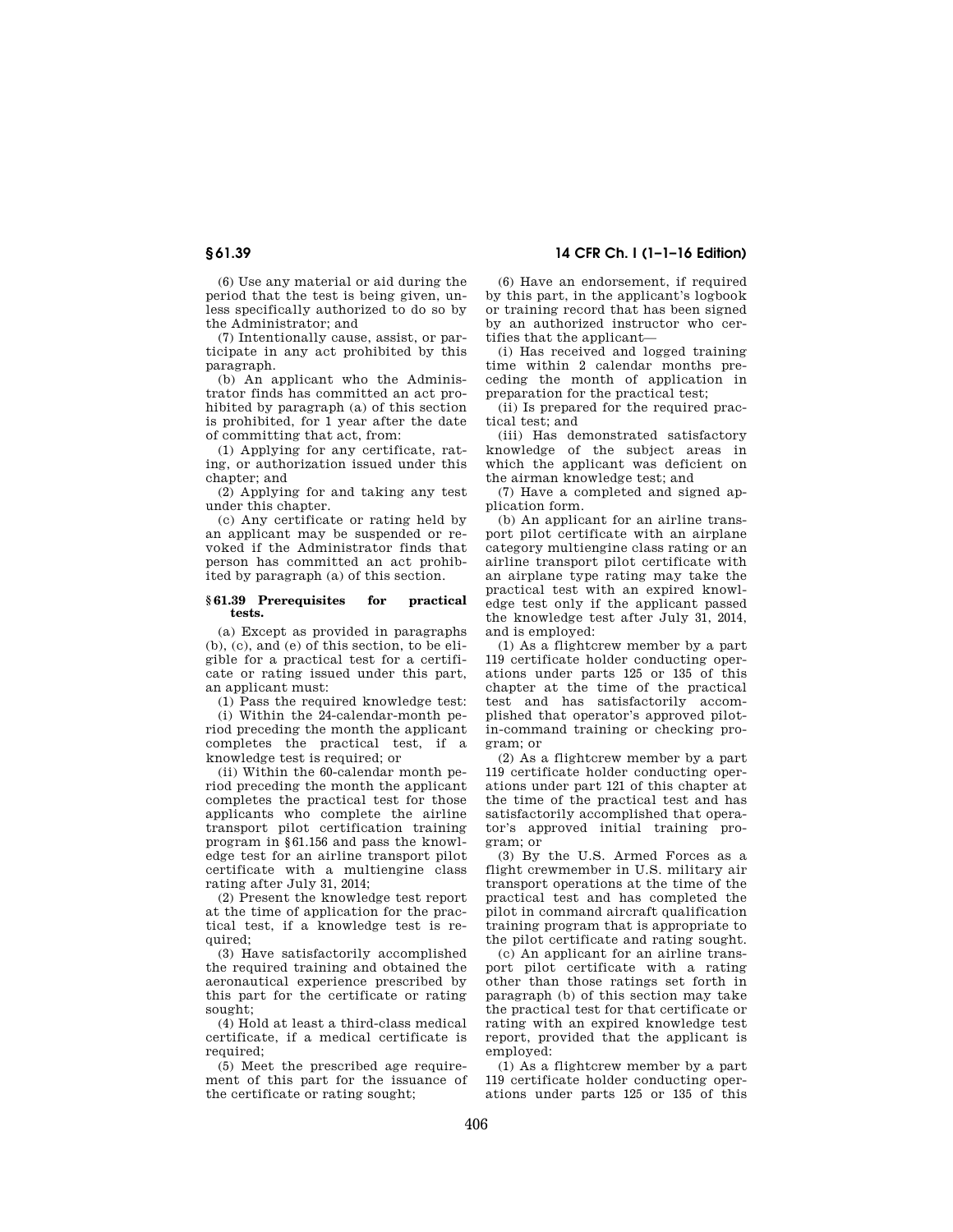(6) Use any material or aid during the period that the test is being given, unless specifically authorized to do so by the Administrator; and

(7) Intentionally cause, assist, or participate in any act prohibited by this paragraph.

(b) An applicant who the Administrator finds has committed an act prohibited by paragraph (a) of this section is prohibited, for 1 year after the date of committing that act, from:

(1) Applying for any certificate, rating, or authorization issued under this chapter; and

(2) Applying for and taking any test under this chapter.

(c) Any certificate or rating held by an applicant may be suspended or revoked if the Administrator finds that person has committed an act prohibited by paragraph (a) of this section.

### § 61.39 Prerequisites for practical tests.

(a) Except as provided in paragraphs (b), (c), and (e) of this section, to be eligible for a practical test for a certificate or rating issued under this part, an applicant must:

(1) Pass the required knowledge test:

(i) Within the 24-calendar-month period preceding the month the applicant completes the practical test, if a knowledge test is required; or

(ii) Within the 60-calendar month period preceding the month the applicant completes the practical test for those applicants who complete the airline transport pilot certification training program in § 61.156 and pass the knowledge test for an airline transport pilot certificate with a multiengine class rating after July 31, 2014;

(2) Present the knowledge test report at the time of application for the practical test, if a knowledge test is required;

(3) Have satisfactorily accomplished the required training and obtained the aeronautical experience prescribed by this part for the certificate or rating sought;

(4) Hold at least a third-class medical certificate, if a medical certificate is required;

(5) Meet the prescribed age requirement of this part for the issuance of the certificate or rating sought;

(6) Have an endorsement, if required by this part, in the applicant's logbook or training record that has been signed by an authorized instructor who certifies that the applicant—

(i) Has received and logged training time within 2 calendar months preceding the month of application in preparation for the practical test;

(ii) Is prepared for the required practical test; and

(iii) Has demonstrated satisfactory knowledge of the subject areas in which the applicant was deficient on the airman knowledge test; and

(7) Have a completed and signed application form.

(b) An applicant for an airline transport pilot certificate with an airplane category multiengine class rating or an airline transport pilot certificate with an airplane type rating may take the practical test with an expired knowledge test only if the applicant passed the knowledge test after July 31, 2014, and is employed:

(1) As a flightcrew member by a part 119 certificate holder conducting operations under parts 125 or 135 of this chapter at the time of the practical test and has satisfactorily accomplished that operator's approved pilot-in-command training or checking program; or

(2) As a flightcrew member by a part 119 certificate holder conducting operations under part 121 of this chapter at the time of the practical test and has satisfactorily accomplished that operator's approved initial training program; or

(3) By the U.S. Armed Forces as a flight crewmember in U.S. military air transport operations at the time of the practical test and has completed the pilot in command aircraft qualification training program that is appropriate to the pilot certificate and rating sought.

(c) An applicant for an airline transport pilot certificate with a rating other than those ratings set forth in paragraph (b) of this section may take the practical test for that certificate or rating with an expired knowledge test report, provided that the applicant is employed:

(1) As a flightcrew member by a part 119 certificate holder conducting operations under parts 125 or 135 of this